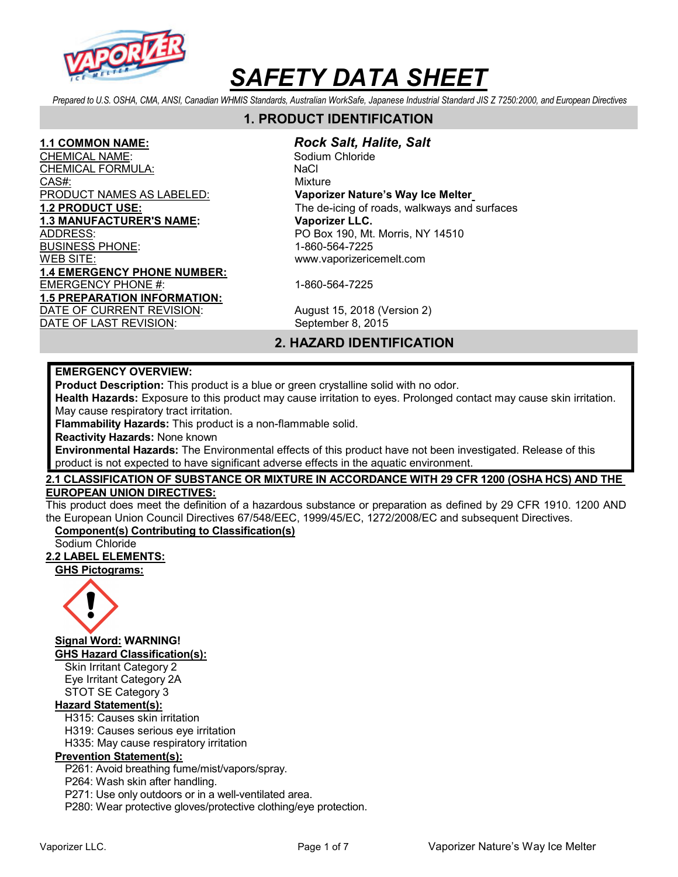# SAFETY DATA SHEET

*Prepared to U.S. OSHA, CMA, ANSI, Canadian WHMIS Standards, Australian WorkSafe, Japanese Industrial Standard JIS Z 7250:2000, and European Directives*

## 1. PRODUCT IDENTIFICATION

**1.1 COMMON NAME:** ***Rock Salt, Halite, Salt***

CHEMICAL NAME: Sodium Chloride

CHEMICAL FORMULA: NaCl

CAS#: Mixture

PRODUCT NAMES AS LABELED: **Vaporizer Nature's Way Ice Melter**

**1.2 PRODUCT USE:** The de-icing of roads, walkways and surfaces

**1.3 MANUFACTURER'S NAME:** **Vaporizer LLC.**

ADDRESS: PO Box 190, Mt. Morris, NY 14510

BUSINESS PHONE: 1-860-564-7225

WEB SITE: www.vaporizericemelt.com

**1.4 EMERGENCY PHONE NUMBER:**

EMERGENCY PHONE #: 1-860-564-7225

**1.5 PREPARATION INFORMATION:**

DATE OF CURRENT REVISION: August 15, 2018 (Version 2)

DATE OF LAST REVISION: September 8, 2015

## 2. HAZARD IDENTIFICATION

**EMERGENCY OVERVIEW:**

**Product Description:** This product is a blue or green crystalline solid with no odor.

**Health Hazards:** Exposure to this product may cause irritation to eyes. Prolonged contact may cause skin irritation. May cause respiratory tract irritation.

**Flammability Hazards:** This product is a non-flammable solid.

**Reactivity Hazards:** None known

**Environmental Hazards:** The Environmental effects of this product have not been investigated. Release of this product is not expected to have significant adverse effects in the aquatic environment.

**2.1 CLASSIFICATION OF SUBSTANCE OR MIXTURE IN ACCORDANCE WITH 29 CFR 1200 (OSHA HCS) AND THE EUROPEAN UNION DIRECTIVES:**

This product does meet the definition of a hazardous substance or preparation as defined by 29 CFR 1910. 1200 AND the European Union Council Directives 67/548/EEC, 1999/45/EC, 1272/2008/EC and subsequent Directives.

**Component(s) Contributing to Classification(s)**

Sodium Chloride

**2.2 LABEL ELEMENTS:**

**GHS Pictograms:**

**Signal Word:** **WARNING!**

**GHS Hazard Classification(s):**

Skin Irritant Category 2
Eye Irritant Category 2A
STOT SE Category 3

**Hazard Statement(s):**

H315: Causes skin irritation
H319: Causes serious eye irritation
H335: May cause respiratory irritation

**Prevention Statement(s):**

P261: Avoid breathing fume/mist/vapors/spray.
P264: Wash skin after handling.
P271: Use only outdoors or in a well-ventilated area.
P280: Wear protective gloves/protective clothing/eye protection.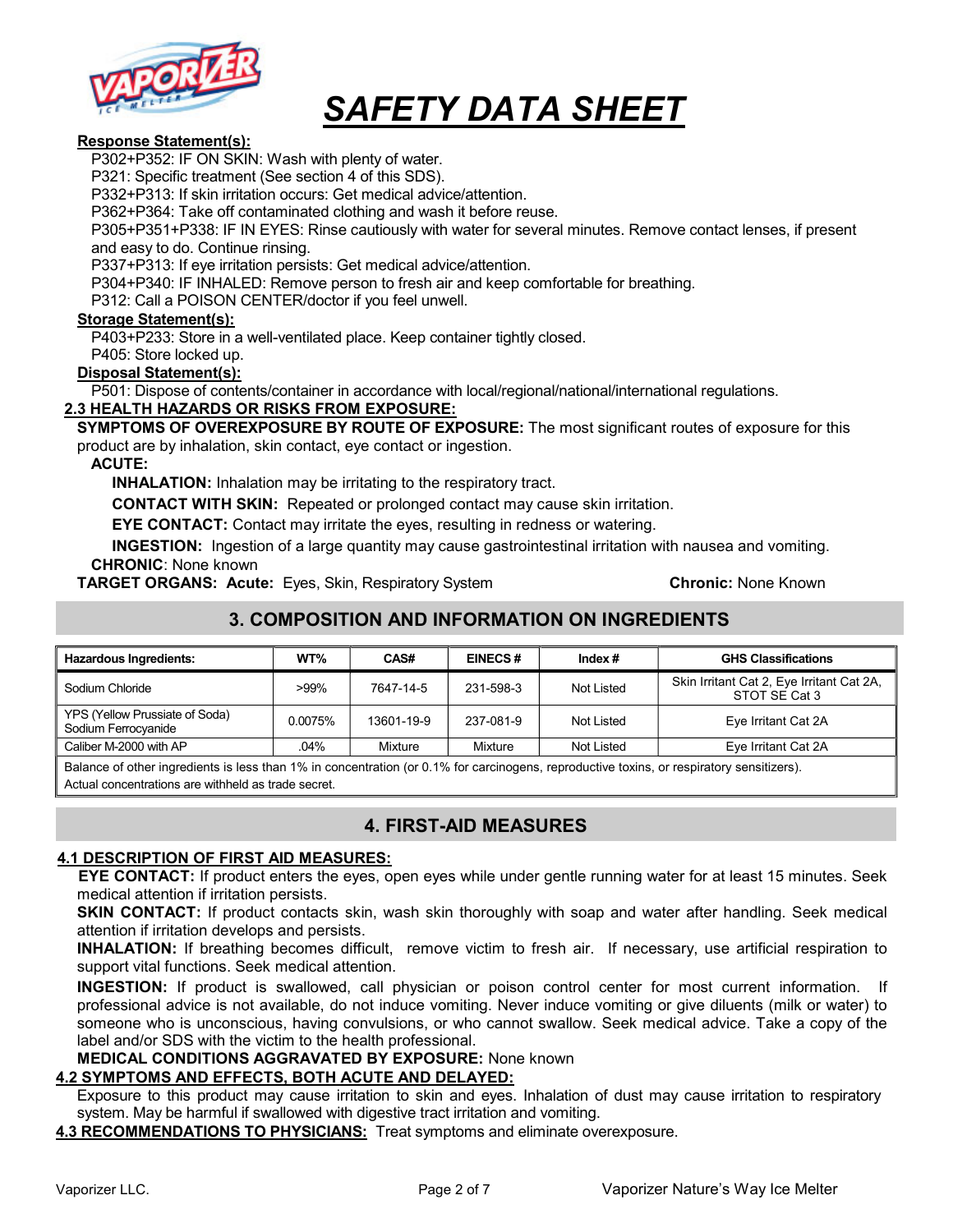**Response Statement(s):**

P302+P352: IF ON SKIN: Wash with plenty of water.
P321: Specific treatment (See section 4 of this SDS).
P332+P313: If skin irritation occurs: Get medical advice/attention.
P362+P364: Take off contaminated clothing and wash it before reuse.
P305+P351+P338: IF IN EYES: Rinse cautiously with water for several minutes. Remove contact lenses, if present and easy to do. Continue rinsing.
P337+P313: If eye irritation persists: Get medical advice/attention.
P304+P340: IF INHALED: Remove person to fresh air and keep comfortable for breathing.
P312: Call a POISON CENTER/doctor if you feel unwell.

**Storage Statement(s):**

P403+P233: Store in a well-ventilated place. Keep container tightly closed.
P405: Store locked up.

**Disposal Statement(s):**

P501: Dispose of contents/container in accordance with local/regional/national/international regulations.

**2.3 HEALTH HAZARDS OR RISKS FROM EXPOSURE:**

**SYMPTOMS OF OVEREXPOSURE BY ROUTE OF EXPOSURE:** The most significant routes of exposure for this product are by inhalation, skin contact, eye contact or ingestion.

**ACUTE:**

**INHALATION:** Inhalation may be irritating to the respiratory tract.

**CONTACT WITH SKIN:** Repeated or prolonged contact may cause skin irritation.

**EYE CONTACT:** Contact may irritate the eyes, resulting in redness or watering.

**INGESTION:** Ingestion of a large quantity may cause gastrointestinal irritation with nausea and vomiting.

**CHRONIC**: None known

**TARGET ORGANS: Acute:** Eyes, Skin, Respiratory System **Chronic:** None Known

## 3. COMPOSITION AND INFORMATION ON INGREDIENTS

| Hazardous Ingredients: | WT% | CAS# | EINECS # | Index # | GHS Classifications |
|---|---|---|---|---|---|
| Sodium Chloride | >99% | 7647-14-5 | 231-598-3 | Not Listed | Skin Irritant Cat 2, Eye Irritant Cat 2A, STOT SE Cat 3 |
| YPS (Yellow Prussiate of Soda) Sodium Ferrocyanide | 0.0075% | 13601-19-9 | 237-081-9 | Not Listed | Eye Irritant Cat 2A |
| Caliber M-2000 with AP | .04% | Mixture | Mixture | Not Listed | Eye Irritant Cat 2A |
| Balance of other ingredients is less than 1% in concentration (or 0.1% for carcinogens, reproductive toxins, or respiratory sensitizers). Actual concentrations are withheld as trade secret. | | | | | |

## 4. FIRST-AID MEASURES

**4.1 DESCRIPTION OF FIRST AID MEASURES:**

**EYE CONTACT:** If product enters the eyes, open eyes while under gentle running water for at least 15 minutes. Seek medical attention if irritation persists.

**SKIN CONTACT:** If product contacts skin, wash skin thoroughly with soap and water after handling. Seek medical attention if irritation develops and persists.

**INHALATION:** If breathing becomes difficult, remove victim to fresh air. If necessary, use artificial respiration to support vital functions. Seek medical attention.

**INGESTION:** If product is swallowed, call physician or poison control center for most current information. If professional advice is not available, do not induce vomiting. Never induce vomiting or give diluents (milk or water) to someone who is unconscious, having convulsions, or who cannot swallow. Seek medical advice. Take a copy of the label and/or SDS with the victim to the health professional.

**MEDICAL CONDITIONS AGGRAVATED BY EXPOSURE:** None known

**4.2 SYMPTOMS AND EFFECTS, BOTH ACUTE AND DELAYED:**

Exposure to this product may cause irritation to skin and eyes. Inhalation of dust may cause irritation to respiratory system. May be harmful if swallowed with digestive tract irritation and vomiting.

**4.3 RECOMMENDATIONS TO PHYSICIANS:** Treat symptoms and eliminate overexposure.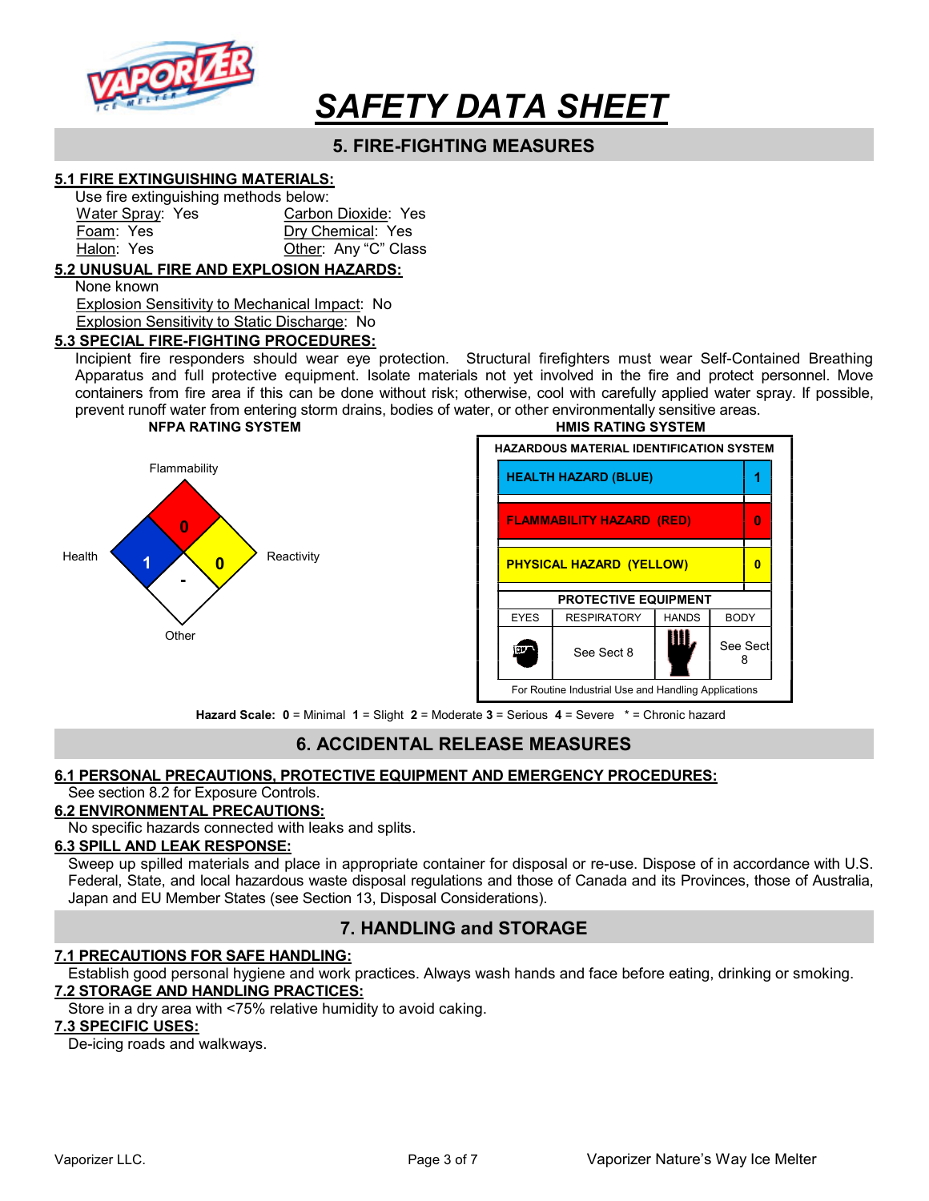# SAFETY DATA SHEET

## 5. FIRE-FIGHTING MEASURES

### 5.1 FIRE EXTINGUISHING MATERIALS:

Use fire extinguishing methods below:

| | |
|---|---|
| Water Spray: Yes | Carbon Dioxide: Yes |
| Foam: Yes | Dry Chemical: Yes |
| Halon: Yes | Other: Any "C" Class |

### 5.2 UNUSUAL FIRE AND EXPLOSION HAZARDS:

None known

Explosion Sensitivity to Mechanical Impact: No

Explosion Sensitivity to Static Discharge: No

### 5.3 SPECIAL FIRE-FIGHTING PROCEDURES:

Incipient fire responders should wear eye protection. Structural firefighters must wear Self-Contained Breathing Apparatus and full protective equipment. Isolate materials not yet involved in the fire and protect personnel. Move containers from fire area if this can be done without risk; otherwise, cool with carefully applied water spray. If possible, prevent runoff water from entering storm drains, bodies of water, or other environmentally sensitive areas.

**NFPA RATING SYSTEM**

| Health | Flammability | Reactivity | Other |
|---|---|---|---|
| 1 | 0 | 0 | - |

**HMIS RATING SYSTEM**

HAZARDOUS MATERIAL IDENTIFICATION SYSTEM

| | |
|---|---|
| HEALTH HAZARD (BLUE) | 1 |
| FLAMMABILITY HAZARD (RED) | 0 |
| PHYSICAL HAZARD (YELLOW) | 0 |

PROTECTIVE EQUIPMENT

| EYES | RESPIRATORY | HANDS | BODY |
|---|---|---|---|
| | See Sect 8 | | See Sect 8 |

For Routine Industrial Use and Handling Applications

**Hazard Scale:** **0** = Minimal **1** = Slight **2** = Moderate **3** = Serious **4** = Severe * = Chronic hazard

## 6. ACCIDENTAL RELEASE MEASURES

### 6.1 PERSONAL PRECAUTIONS, PROTECTIVE EQUIPMENT AND EMERGENCY PROCEDURES:

See section 8.2 for Exposure Controls.

### 6.2 ENVIRONMENTAL PRECAUTIONS:

No specific hazards connected with leaks and splits.

### 6.3 SPILL AND LEAK RESPONSE:

Sweep up spilled materials and place in appropriate container for disposal or re-use. Dispose of in accordance with U.S. Federal, State, and local hazardous waste disposal regulations and those of Canada and its Provinces, those of Australia, Japan and EU Member States (see Section 13, Disposal Considerations).

## 7. HANDLING and STORAGE

### 7.1 PRECAUTIONS FOR SAFE HANDLING:

Establish good personal hygiene and work practices. Always wash hands and face before eating, drinking or smoking.

### 7.2 STORAGE AND HANDLING PRACTICES:

Store in a dry area with <75% relative humidity to avoid caking.

### 7.3 SPECIFIC USES:

De-icing roads and walkways.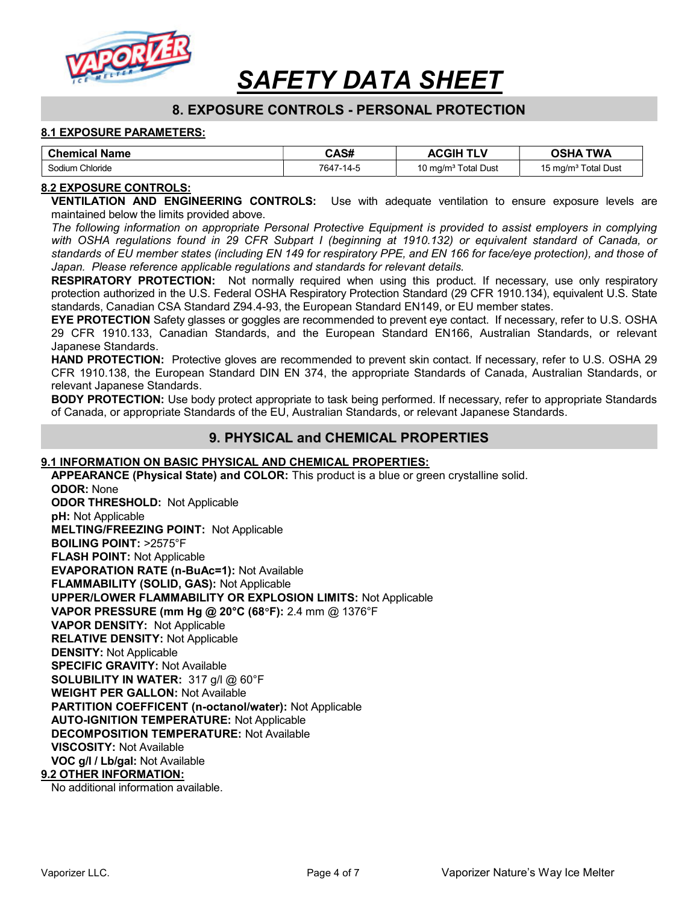# SAFETY DATA SHEET

## 8. EXPOSURE CONTROLS - PERSONAL PROTECTION

### 8.1 EXPOSURE PARAMETERS:

| Chemical Name | CAS# | ACGIH TLV | OSHA TWA |
|---|---|---|---|
| Sodium Chloride | 7647-14-5 | 10 mg/m³ Total Dust | 15 mg/m³ Total Dust |

### 8.2 EXPOSURE CONTROLS:

**VENTILATION AND ENGINEERING CONTROLS:** Use with adequate ventilation to ensure exposure levels are maintained below the limits provided above.

*The following information on appropriate Personal Protective Equipment is provided to assist employers in complying with OSHA regulations found in 29 CFR Subpart I (beginning at 1910.132) or equivalent standard of Canada, or standards of EU member states (including EN 149 for respiratory PPE, and EN 166 for face/eye protection), and those of Japan. Please reference applicable regulations and standards for relevant details.*

**RESPIRATORY PROTECTION:** Not normally required when using this product. If necessary, use only respiratory protection authorized in the U.S. Federal OSHA Respiratory Protection Standard (29 CFR 1910.134), equivalent U.S. State standards, Canadian CSA Standard Z94.4-93, the European Standard EN149, or EU member states.

**EYE PROTECTION** Safety glasses or goggles are recommended to prevent eye contact. If necessary, refer to U.S. OSHA 29 CFR 1910.133, Canadian Standards, and the European Standard EN166, Australian Standards, or relevant Japanese Standards.

**HAND PROTECTION:** Protective gloves are recommended to prevent skin contact. If necessary, refer to U.S. OSHA 29 CFR 1910.138, the European Standard DIN EN 374, the appropriate Standards of Canada, Australian Standards, or relevant Japanese Standards.

**BODY PROTECTION:** Use body protect appropriate to task being performed. If necessary, refer to appropriate Standards of Canada, or appropriate Standards of the EU, Australian Standards, or relevant Japanese Standards.

## 9. PHYSICAL and CHEMICAL PROPERTIES

### 9.1 INFORMATION ON BASIC PHYSICAL AND CHEMICAL PROPERTIES:

**APPEARANCE (Physical State) and COLOR:** This product is a blue or green crystalline solid.
**ODOR:** None
**ODOR THRESHOLD:** Not Applicable
**pH:** Not Applicable
**MELTING/FREEZING POINT:** Not Applicable
**BOILING POINT:** >2575°F
**FLASH POINT:** Not Applicable
**EVAPORATION RATE (n-BuAc=1):** Not Available
**FLAMMABILITY (SOLID, GAS):** Not Applicable
**UPPER/LOWER FLAMMABILITY OR EXPLOSION LIMITS:** Not Applicable
**VAPOR PRESSURE (mm Hg @ 20°C (68°F):** 2.4 mm @ 1376°F
**VAPOR DENSITY:** Not Applicable
**RELATIVE DENSITY:** Not Applicable
**DENSITY:** Not Applicable
**SPECIFIC GRAVITY:** Not Available
**SOLUBILITY IN WATER:** 317 g/l @ 60°F
**WEIGHT PER GALLON:** Not Available
**PARTITION COEFFICENT (n-octanol/water):** Not Applicable
**AUTO-IGNITION TEMPERATURE:** Not Applicable
**DECOMPOSITION TEMPERATURE:** Not Available
**VISCOSITY:** Not Available
**VOC g/l / Lb/gal:** Not Available

### 9.2 OTHER INFORMATION:

No additional information available.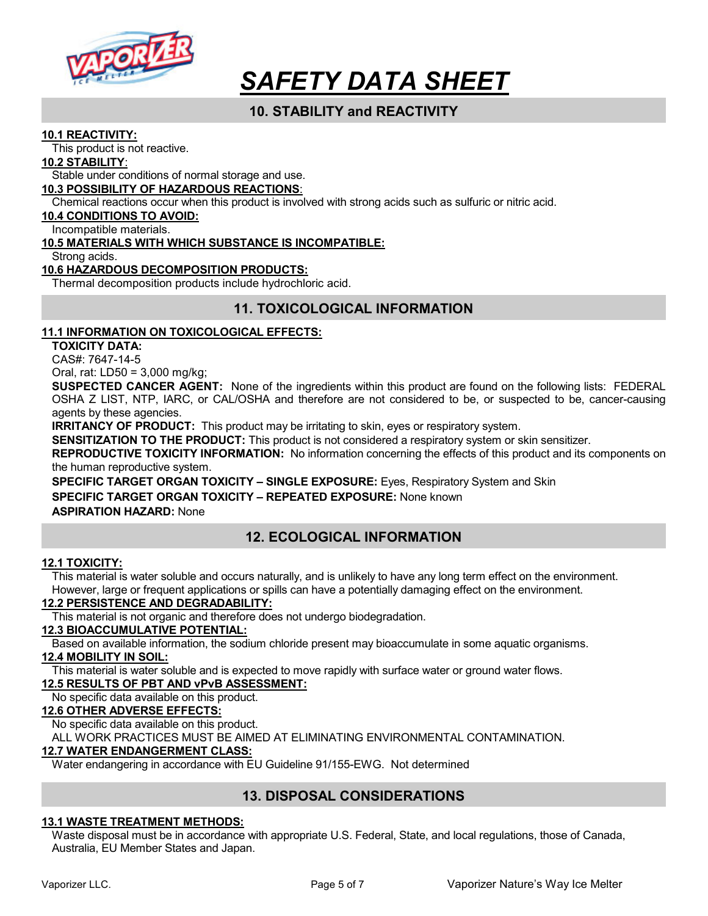# SAFETY DATA SHEET

## 10. STABILITY and REACTIVITY

**10.1 REACTIVITY:**

This product is not reactive.

**10.2 STABILITY:**

Stable under conditions of normal storage and use.

**10.3 POSSIBILITY OF HAZARDOUS REACTIONS:**

Chemical reactions occur when this product is involved with strong acids such as sulfuric or nitric acid.

**10.4 CONDITIONS TO AVOID:**

Incompatible materials.

**10.5 MATERIALS WITH WHICH SUBSTANCE IS INCOMPATIBLE:**

Strong acids.

**10.6 HAZARDOUS DECOMPOSITION PRODUCTS:**

Thermal decomposition products include hydrochloric acid.

## 11. TOXICOLOGICAL INFORMATION

**11.1 INFORMATION ON TOXICOLOGICAL EFFECTS:**

**TOXICITY DATA:**

CAS#: 7647-14-5

Oral, rat: LD50 = 3,000 mg/kg;

**SUSPECTED CANCER AGENT:** None of the ingredients within this product are found on the following lists: FEDERAL OSHA Z LIST, NTP, IARC, or CAL/OSHA and therefore are not considered to be, or suspected to be, cancer-causing agents by these agencies.

**IRRITANCY OF PRODUCT:** This product may be irritating to skin, eyes or respiratory system.

**SENSITIZATION TO THE PRODUCT:** This product is not considered a respiratory system or skin sensitizer.

**REPRODUCTIVE TOXICITY INFORMATION:** No information concerning the effects of this product and its components on the human reproductive system.

**SPECIFIC TARGET ORGAN TOXICITY – SINGLE EXPOSURE:** Eyes, Respiratory System and Skin

**SPECIFIC TARGET ORGAN TOXICITY – REPEATED EXPOSURE:** None known

**ASPIRATION HAZARD:** None

## 12. ECOLOGICAL INFORMATION

**12.1 TOXICITY:**

This material is water soluble and occurs naturally, and is unlikely to have any long term effect on the environment. However, large or frequent applications or spills can have a potentially damaging effect on the environment.

**12.2 PERSISTENCE AND DEGRADABILITY:**

This material is not organic and therefore does not undergo biodegradation.

**12.3 BIOACCUMULATIVE POTENTIAL:**

Based on available information, the sodium chloride present may bioaccumulate in some aquatic organisms.

**12.4 MOBILITY IN SOIL:**

This material is water soluble and is expected to move rapidly with surface water or ground water flows.

**12.5 RESULTS OF PBT AND vPvB ASSESSMENT:**

No specific data available on this product.

**12.6 OTHER ADVERSE EFFECTS:**

No specific data available on this product.

ALL WORK PRACTICES MUST BE AIMED AT ELIMINATING ENVIRONMENTAL CONTAMINATION.

**12.7 WATER ENDANGERMENT CLASS:**

Water endangering in accordance with EU Guideline 91/155-EWG. Not determined

## 13. DISPOSAL CONSIDERATIONS

**13.1 WASTE TREATMENT METHODS:**

Waste disposal must be in accordance with appropriate U.S. Federal, State, and local regulations, those of Canada, Australia, EU Member States and Japan.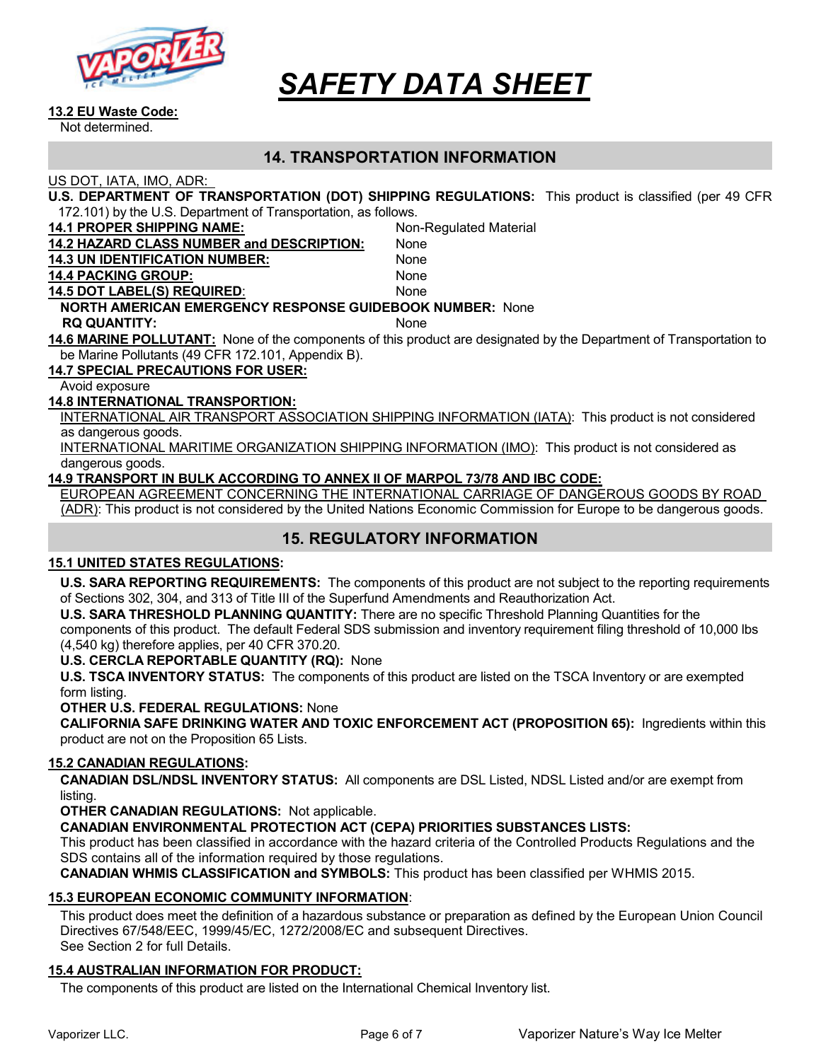**13.2 EU Waste Code:**

Not determined.

## 14. TRANSPORTATION INFORMATION

US DOT, IATA, IMO, ADR:

**U.S. DEPARTMENT OF TRANSPORTATION (DOT) SHIPPING REGULATIONS:** This product is classified (per 49 CFR 172.101) by the U.S. Department of Transportation, as follows.

| | |
|---|---|
| **14.1 PROPER SHIPPING NAME:** | Non-Regulated Material |
| **14.2 HAZARD CLASS NUMBER and DESCRIPTION:** | None |
| **14.3 UN IDENTIFICATION NUMBER:** | None |
| **14.4 PACKING GROUP:** | None |
| **14.5 DOT LABEL(S) REQUIRED:** | None |

**NORTH AMERICAN EMERGENCY RESPONSE GUIDEBOOK NUMBER:** None

**RQ QUANTITY:** None

**14.6 MARINE POLLUTANT:** None of the components of this product are designated by the Department of Transportation to be Marine Pollutants (49 CFR 172.101, Appendix B).

**14.7 SPECIAL PRECAUTIONS FOR USER:**

Avoid exposure

**14.8 INTERNATIONAL TRANSPORTION:**

INTERNATIONAL AIR TRANSPORT ASSOCIATION SHIPPING INFORMATION (IATA): This product is not considered as dangerous goods.

INTERNATIONAL MARITIME ORGANIZATION SHIPPING INFORMATION (IMO): This product is not considered as dangerous goods.

**14.9 TRANSPORT IN BULK ACCORDING TO ANNEX II OF MARPOL 73/78 AND IBC CODE:**

EUROPEAN AGREEMENT CONCERNING THE INTERNATIONAL CARRIAGE OF DANGEROUS GOODS BY ROAD (ADR): This product is not considered by the United Nations Economic Commission for Europe to be dangerous goods.

## 15. REGULATORY INFORMATION

**15.1 UNITED STATES REGULATIONS:**

**U.S. SARA REPORTING REQUIREMENTS:** The components of this product are not subject to the reporting requirements of Sections 302, 304, and 313 of Title III of the Superfund Amendments and Reauthorization Act.

**U.S. SARA THRESHOLD PLANNING QUANTITY:** There are no specific Threshold Planning Quantities for the components of this product. The default Federal SDS submission and inventory requirement filing threshold of 10,000 lbs (4,540 kg) therefore applies, per 40 CFR 370.20.

**U.S. CERCLA REPORTABLE QUANTITY (RQ):** None

**U.S. TSCA INVENTORY STATUS:** The components of this product are listed on the TSCA Inventory or are exempted form listing.

**OTHER U.S. FEDERAL REGULATIONS:** None

**CALIFORNIA SAFE DRINKING WATER AND TOXIC ENFORCEMENT ACT (PROPOSITION 65):** Ingredients within this product are not on the Proposition 65 Lists.

**15.2 CANADIAN REGULATIONS:**

**CANADIAN DSL/NDSL INVENTORY STATUS:** All components are DSL Listed, NDSL Listed and/or are exempt from listing.

**OTHER CANADIAN REGULATIONS:** Not applicable.

**CANADIAN ENVIRONMENTAL PROTECTION ACT (CEPA) PRIORITIES SUBSTANCES LISTS:**

This product has been classified in accordance with the hazard criteria of the Controlled Products Regulations and the SDS contains all of the information required by those regulations.

**CANADIAN WHMIS CLASSIFICATION and SYMBOLS:** This product has been classified per WHMIS 2015.

**15.3 EUROPEAN ECONOMIC COMMUNITY INFORMATION:**

This product does meet the definition of a hazardous substance or preparation as defined by the European Union Council Directives 67/548/EEC, 1999/45/EC, 1272/2008/EC and subsequent Directives.

See Section 2 for full Details.

**15.4 AUSTRALIAN INFORMATION FOR PRODUCT:**

The components of this product are listed on the International Chemical Inventory list.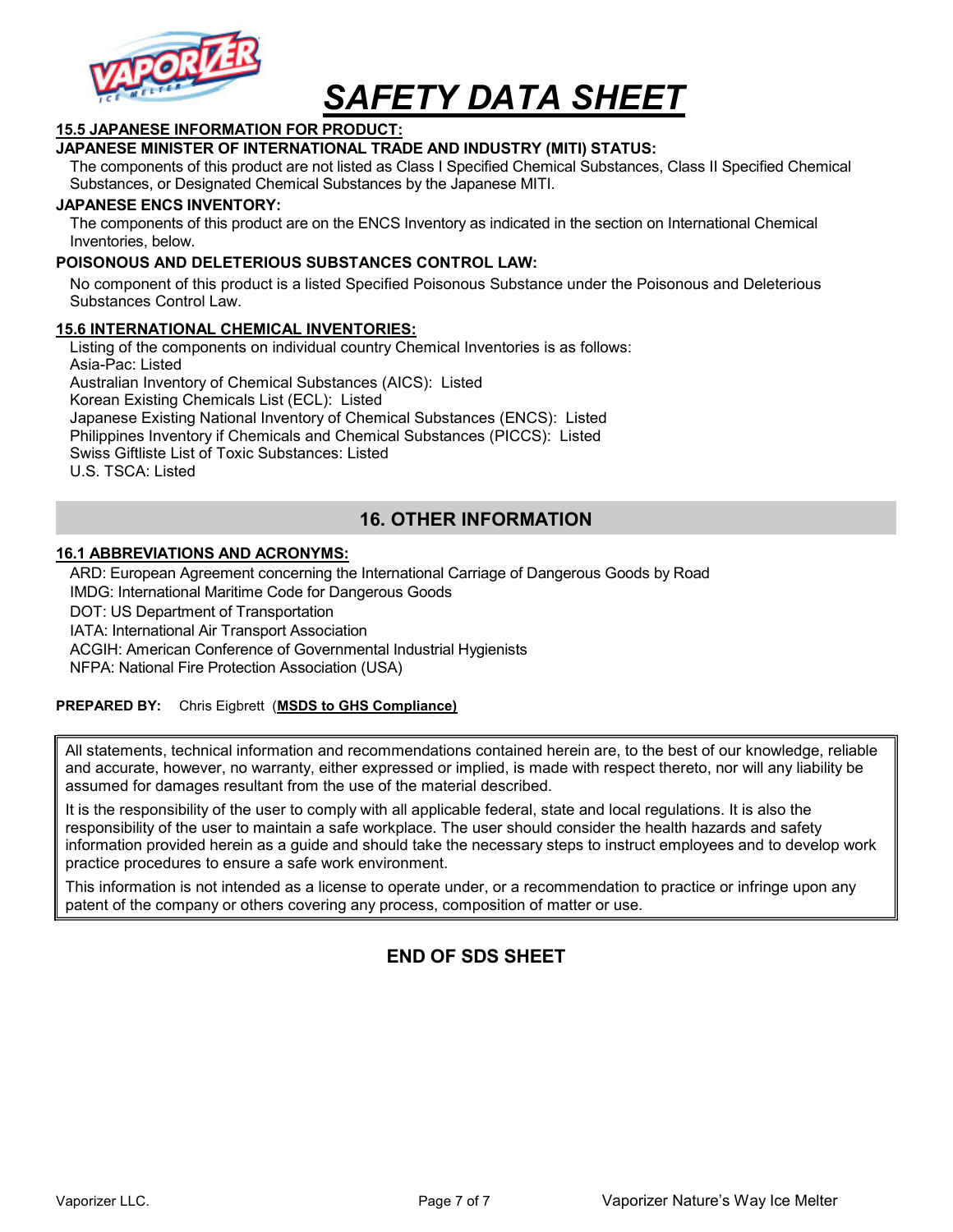# SAFETY DATA SHEET

**15.5 JAPANESE INFORMATION FOR PRODUCT:**

**JAPANESE MINISTER OF INTERNATIONAL TRADE AND INDUSTRY (MITI) STATUS:**

The components of this product are not listed as Class I Specified Chemical Substances, Class II Specified Chemical Substances, or Designated Chemical Substances by the Japanese MITI.

**JAPANESE ENCS INVENTORY:**

The components of this product are on the ENCS Inventory as indicated in the section on International Chemical Inventories, below.

**POISONOUS AND DELETERIOUS SUBSTANCES CONTROL LAW:**

No component of this product is a listed Specified Poisonous Substance under the Poisonous and Deleterious Substances Control Law.

**15.6 INTERNATIONAL CHEMICAL INVENTORIES:**

Listing of the components on individual country Chemical Inventories is as follows:
Asia-Pac: Listed
Australian Inventory of Chemical Substances (AICS): Listed
Korean Existing Chemicals List (ECL): Listed
Japanese Existing National Inventory of Chemical Substances (ENCS): Listed
Philippines Inventory if Chemicals and Chemical Substances (PICCS): Listed
Swiss Giftliste List of Toxic Substances: Listed
U.S. TSCA: Listed

## 16. OTHER INFORMATION

**16.1 ABBREVIATIONS AND ACRONYMS:**

ARD: European Agreement concerning the International Carriage of Dangerous Goods by Road
IMDG: International Maritime Code for Dangerous Goods
DOT: US Department of Transportation
IATA: International Air Transport Association
ACGIH: American Conference of Governmental Industrial Hygienists
NFPA: National Fire Protection Association (USA)

**PREPARED BY:** Chris Eigbrett (**MSDS to GHS Compliance)**

All statements, technical information and recommendations contained herein are, to the best of our knowledge, reliable and accurate, however, no warranty, either expressed or implied, is made with respect thereto, nor will any liability be assumed for damages resultant from the use of the material described.

It is the responsibility of the user to comply with all applicable federal, state and local regulations. It is also the responsibility of the user to maintain a safe workplace. The user should consider the health hazards and safety information provided herein as a guide and should take the necessary steps to instruct employees and to develop work practice procedures to ensure a safe work environment.

This information is not intended as a license to operate under, or a recommendation to practice or infringe upon any patent of the company or others covering any process, composition of matter or use.

**END OF SDS SHEET**